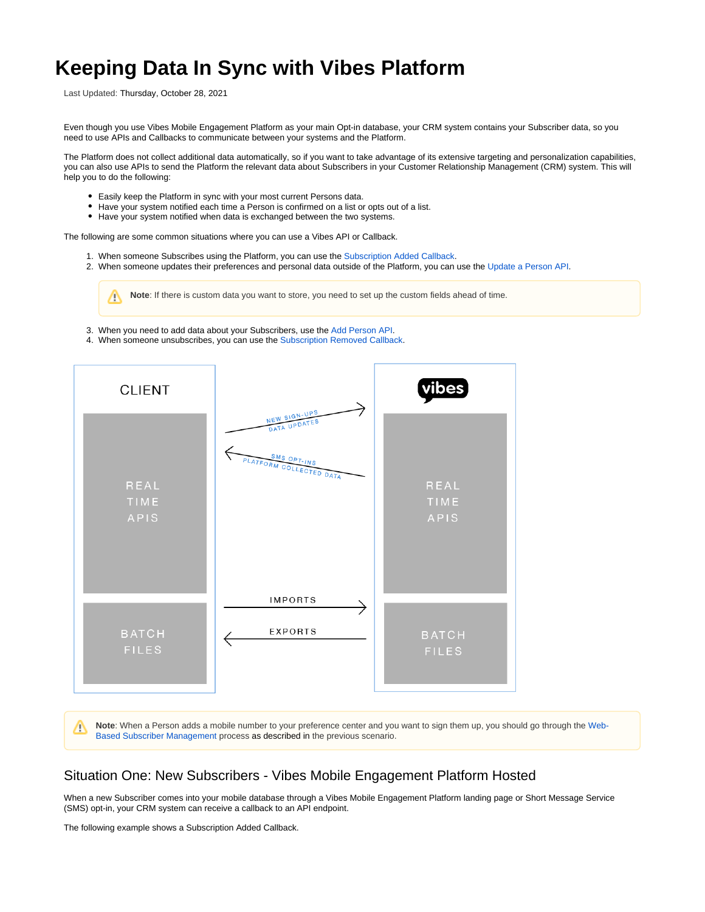# Keeping Data In Sync with Vibes Platform

Last Updated: Thursday, October 28, 2021

Even though you use Vibes Mobile Engagement Platform as your main Opt-in database, your CRM system contains your Subscriber data, so you need to use APIs and Callbacks to communicate between your systems and the Platform.

The Platform does not collect additional data automatically, so if you want to take advantage of its extensive targeting and personalization capabilities, you can also use APIs to send the Platform the relevant data about Subscribers in your Customer Relationship Management (CRM) system. This will help you to do the following:

- Easily keep the Platform in sync with your most current Persons data.
- Have your system notified each time a Person is confirmed on a list or opts out of a list.
- Have your system notified when data is exchanged between the two systems.

The following are some common situations where you can use a Vibes API or Callback.

1. When someone Subscribes using the Platform, you can use the Subscription Added Callback.
2. When someone updates their preferences and personal data outside of the Platform, you can use the Update a Person API.

> **Note**: If there is custom data you want to store, you need to set up the custom fields ahead of time.

3. When you need to add data about your Subscribers, use the Add Person API.
4. When someone unsubscribes, you can use the Subscription Removed Callback.

CLIENT

REAL TIME APIS

BATCH FILES

NEW SIGN-UPS
DATA UPDATES

SMS OPT-INS
PLATFORM COLLECTED DATA

IMPORTS

EXPORTS

vibes

REAL TIME APIS

BATCH FILES

> **Note**: When a Person adds a mobile number to your preference center and you want to sign them up, you should go through the Web-Based Subscriber Management process as described in the previous scenario.

## Situation One: New Subscribers - Vibes Mobile Engagement Platform Hosted

When a new Subscriber comes into your mobile database through a Vibes Mobile Engagement Platform landing page or Short Message Service (SMS) opt-in, your CRM system can receive a callback to an API endpoint.

The following example shows a Subscription Added Callback.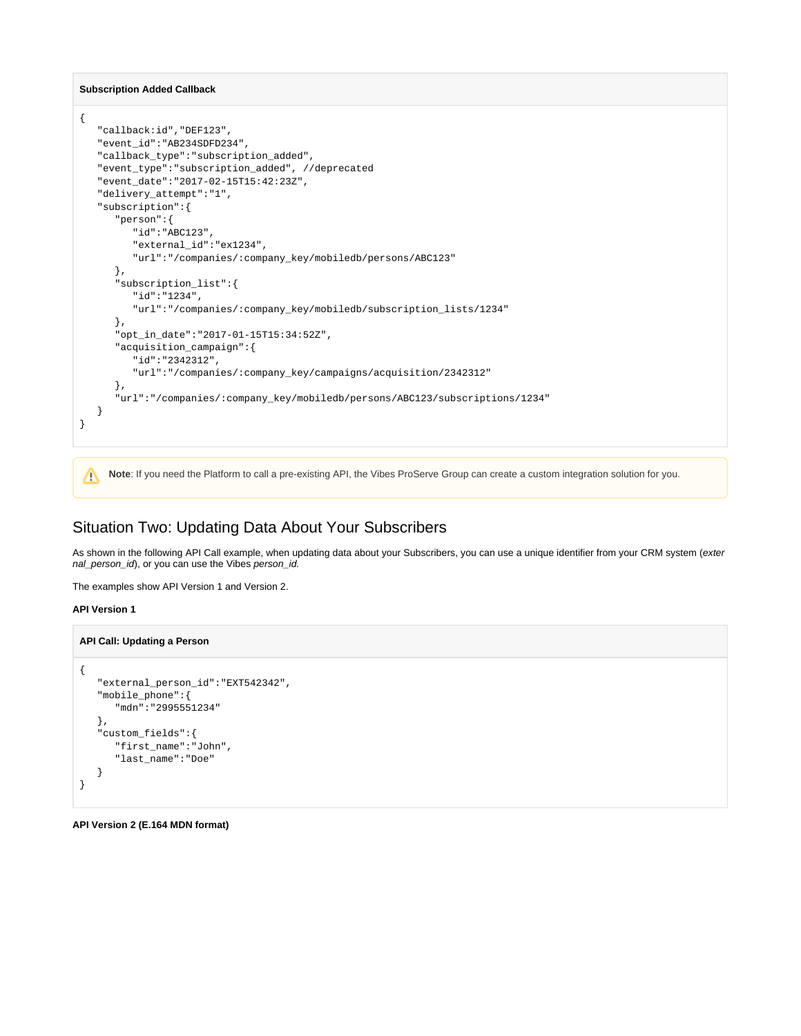**Subscription Added Callback**

```
{
   "callback:id","DEF123",
   "event_id":"AB234SDFD234",
   "callback_type":"subscription_added",
   "event_type":"subscription_added", //deprecated
   "event_date":"2017-02-15T15:42:23Z",
   "delivery_attempt":"1",
   "subscription":{
      "person":{
         "id":"ABC123",
         "external_id":"ex1234",
         "url":"/companies/:company_key/mobiledb/persons/ABC123"
      },
      "subscription_list":{
         "id":"1234",
         "url":"/companies/:company_key/mobiledb/subscription_lists/1234"
      },
      "opt_in_date":"2017-01-15T15:34:52Z",
      "acquisition_campaign":{
         "id":"2342312",
         "url":"/companies/:company_key/campaigns/acquisition/2342312"
      },
      "url":"/companies/:company_key/mobiledb/persons/ABC123/subscriptions/1234"
   }
}
```

**Note**: If you need the Platform to call a pre-existing API, the Vibes ProServe Group can create a custom integration solution for you.

## Situation Two: Updating Data About Your Subscribers

As shown in the following API Call example, when updating data about your Subscribers, you can use a unique identifier from your CRM system (*external_person_id*), or you can use the Vibes *person_id.*

The examples show API Version 1 and Version 2.

**API Version 1**

**API Call: Updating a Person**

```
{
   "external_person_id":"EXT542342",
   "mobile_phone":{
      "mdn":"2995551234"
   },
   "custom_fields":{
      "first_name":"John",
      "last_name":"Doe"
   }
}
```

**API Version 2 (E.164 MDN format)**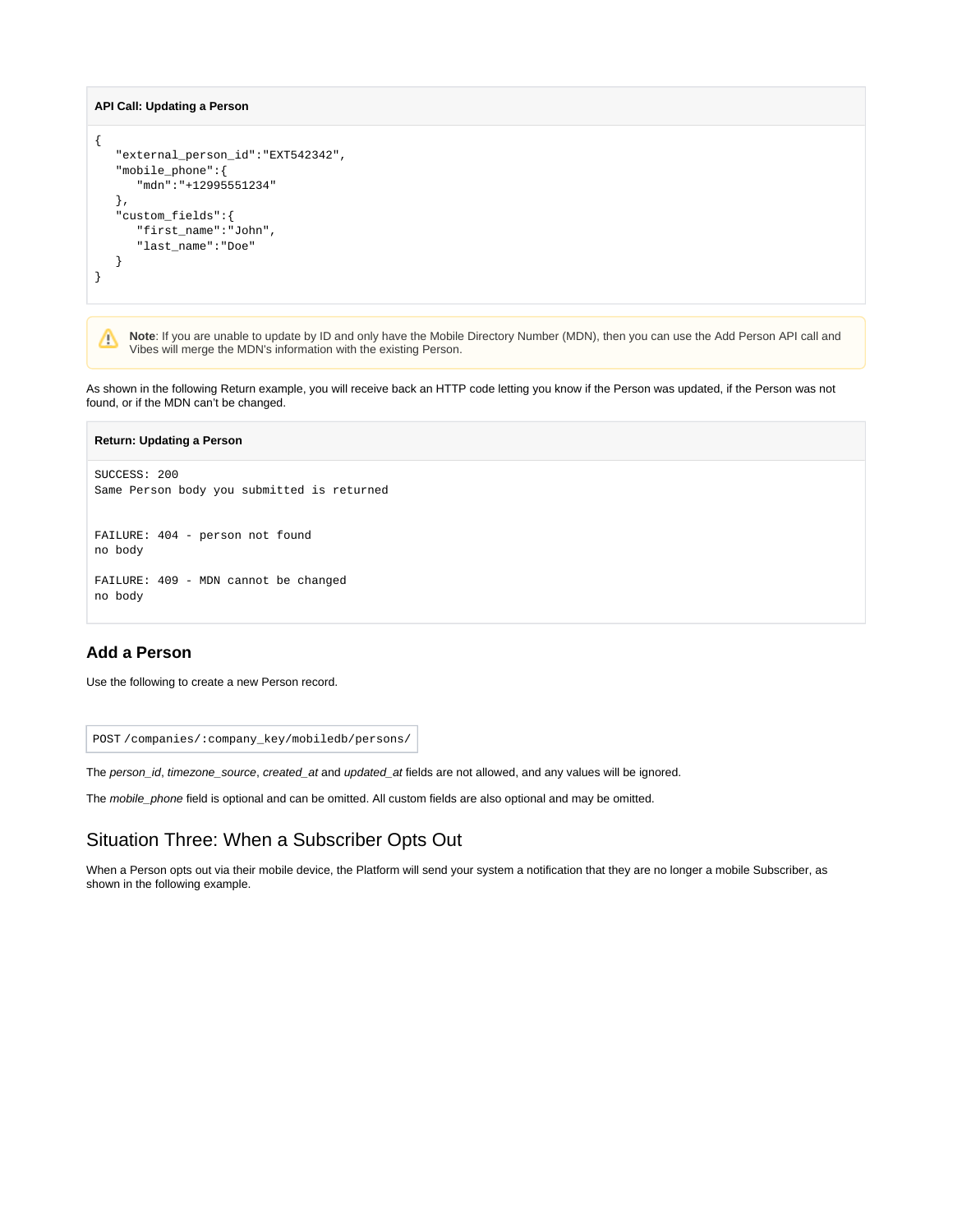**API Call: Updating a Person**

```
{
   "external_person_id":"EXT542342",
   "mobile_phone":{
      "mdn":"+12995551234"
   },
   "custom_fields":{
      "first_name":"John",
      "last_name":"Doe"
   }
}
```

> **Note**: If you are unable to update by ID and only have the Mobile Directory Number (MDN), then you can use the Add Person API call and Vibes will merge the MDN's information with the existing Person.

As shown in the following Return example, you will receive back an HTTP code letting you know if the Person was updated, if the Person was not found, or if the MDN can't be changed.

**Return: Updating a Person**

```
SUCCESS: 200
Same Person body you submitted is returned


FAILURE: 404 - person not found
no body

FAILURE: 409 - MDN cannot be changed
no body
```

### Add a Person

Use the following to create a new Person record.

```
POST /companies/:company_key/mobiledb/persons/
```

The *person_id*, *timezone_source*, *created_at* and *updated_at* fields are not allowed, and any values will be ignored.

The *mobile_phone* field is optional and can be omitted. All custom fields are also optional and may be omitted.

## Situation Three: When a Subscriber Opts Out

When a Person opts out via their mobile device, the Platform will send your system a notification that they are no longer a mobile Subscriber, as shown in the following example.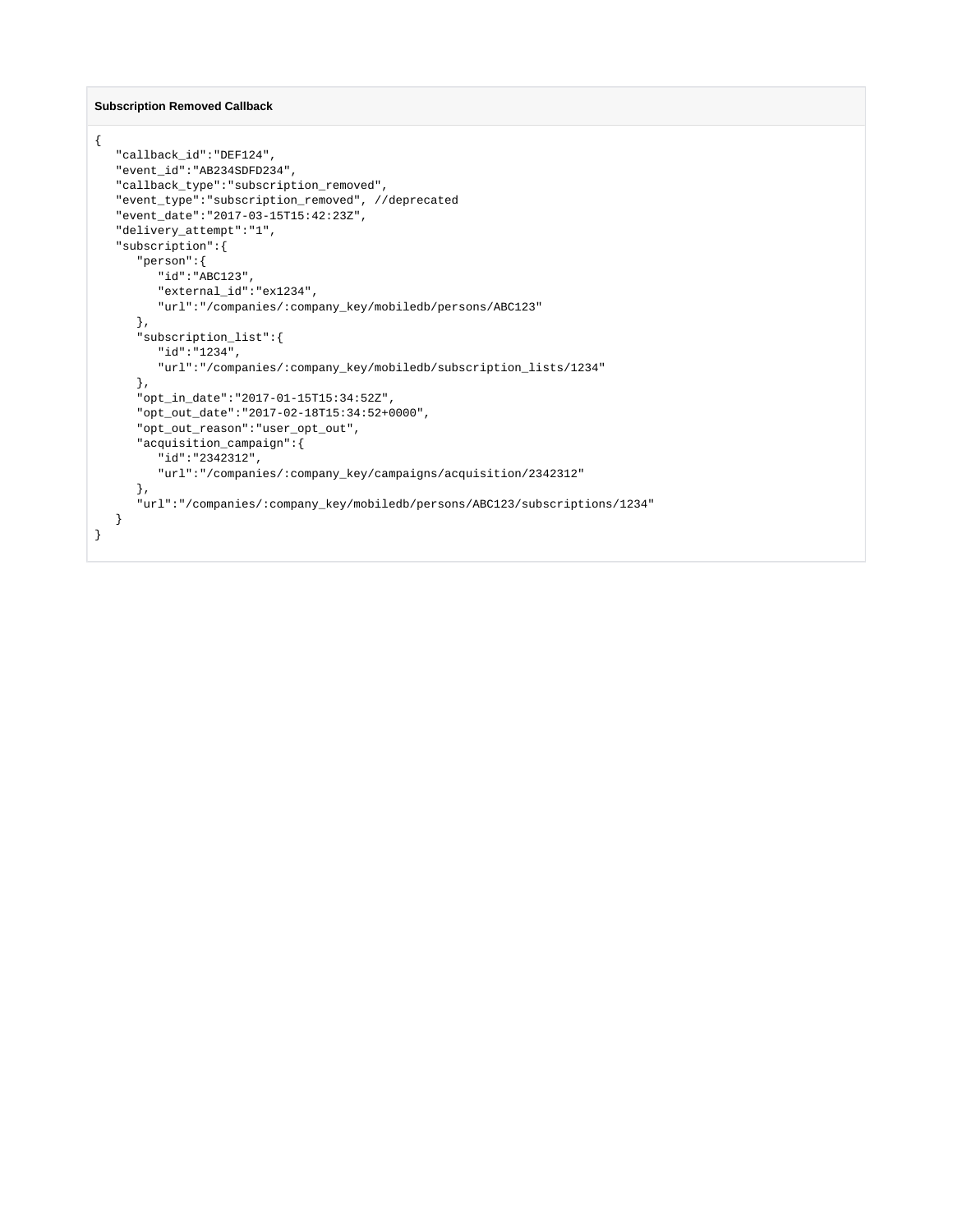**Subscription Removed Callback**

```
{
   "callback_id":"DEF124",
   "event_id":"AB234SDFD234",
   "callback_type":"subscription_removed",
   "event_type":"subscription_removed", //deprecated
   "event_date":"2017-03-15T15:42:23Z",
   "delivery_attempt":"1",
   "subscription":{
      "person":{
         "id":"ABC123",
         "external_id":"ex1234",
         "url":"/companies/:company_key/mobiledb/persons/ABC123"
      },
      "subscription_list":{
         "id":"1234",
         "url":"/companies/:company_key/mobiledb/subscription_lists/1234"
      },
      "opt_in_date":"2017-01-15T15:34:52Z",
      "opt_out_date":"2017-02-18T15:34:52+0000",
      "opt_out_reason":"user_opt_out",
      "acquisition_campaign":{
         "id":"2342312",
         "url":"/companies/:company_key/campaigns/acquisition/2342312"
      },
      "url":"/companies/:company_key/mobiledb/persons/ABC123/subscriptions/1234"
   }
}
```